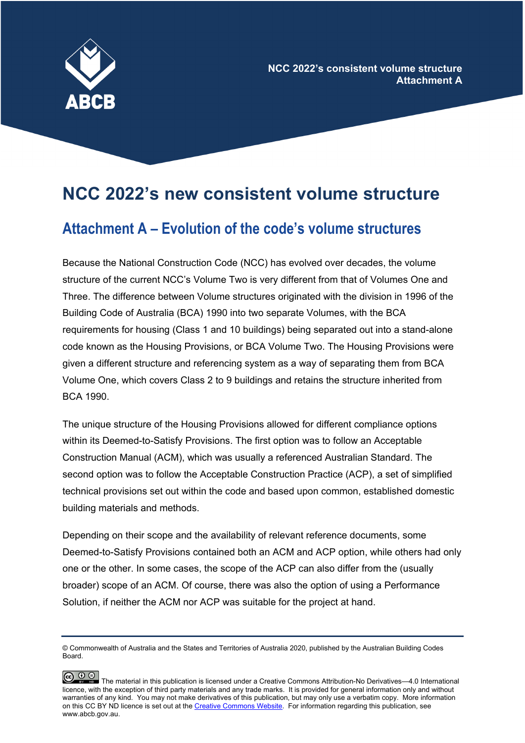# NCC 2022's new consistent volume structure

## Attachment A – Evolution of the code's volume structures

Because the National Construction Code (NCC) has evolved over decades, the volume structure of the current NCC's Volume Two is very different from that of Volumes One and Three. The difference between Volume structures originated with the division in 1996 of the Building Code of Australia (BCA) 1990 into two separate Volumes, with the BCA requirements for housing (Class 1 and 10 buildings) being separated out into a stand-alone code known as the Housing Provisions, or BCA Volume Two. The Housing Provisions were given a different structure and referencing system as a way of separating them from BCA Volume One, which covers Class 2 to 9 buildings and retains the structure inherited from BCA 1990.

The unique structure of the Housing Provisions allowed for different compliance options within its Deemed-to-Satisfy Provisions. The first option was to follow an Acceptable Construction Manual (ACM), which was usually a referenced Australian Standard. The second option was to follow the Acceptable Construction Practice (ACP), a set of simplified technical provisions set out within the code and based upon common, established domestic building materials and methods.

Depending on their scope and the availability of relevant reference documents, some Deemed-to-Satisfy Provisions contained both an ACM and ACP option, while others had only one or the other. In some cases, the scope of the ACP can also differ from the (usually broader) scope of an ACM. Of course, there was also the option of using a Performance Solution, if neither the ACM nor ACP was suitable for the project at hand.

© Commonwealth of Australia and the States and Territories of Australia 2020, published by the Australian Building Codes Board.

The material in this publication is licensed under a Creative Commons Attribution-No Derivatives—4.0 International licence, with the exception of third party materials and any trade marks. It is provided for general information only and without warranties of any kind. You may not make derivatives of this publication, but may only use a verbatim copy. More information on this CC BY ND licence is set out at the Creative Commons Website. For information regarding this publication, see www.abcb.gov.au.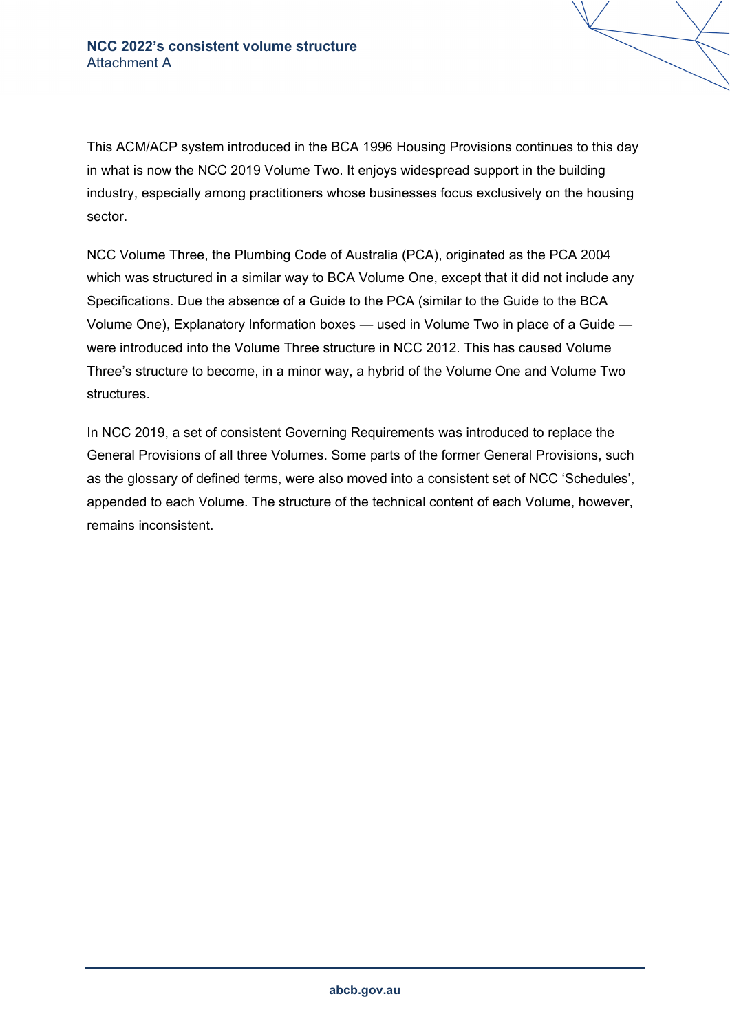This ACM/ACP system introduced in the BCA 1996 Housing Provisions continues to this day in what is now the NCC 2019 Volume Two. It enjoys widespread support in the building industry, especially among practitioners whose businesses focus exclusively on the housing sector.

NCC Volume Three, the Plumbing Code of Australia (PCA), originated as the PCA 2004 which was structured in a similar way to BCA Volume One, except that it did not include any Specifications. Due the absence of a Guide to the PCA (similar to the Guide to the BCA Volume One), Explanatory Information boxes — used in Volume Two in place of a Guide — were introduced into the Volume Three structure in NCC 2012. This has caused Volume Three's structure to become, in a minor way, a hybrid of the Volume One and Volume Two structures.

In NCC 2019, a set of consistent Governing Requirements was introduced to replace the General Provisions of all three Volumes. Some parts of the former General Provisions, such as the glossary of defined terms, were also moved into a consistent set of NCC 'Schedules', appended to each Volume. The structure of the technical content of each Volume, however, remains inconsistent.